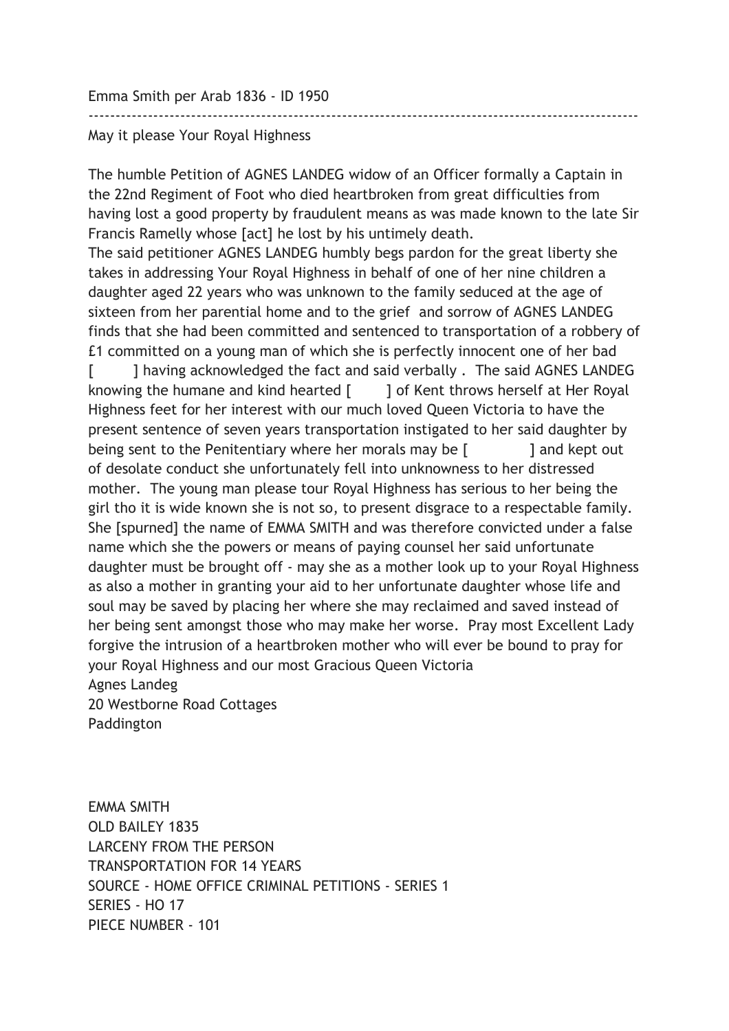Emma Smith per Arab 1836 - ID 1950

---

May it please Your Royal Highness

The humble Petition of AGNES LANDEG widow of an Officer formally a Captain in the 22nd Regiment of Foot who died heartbroken from great difficulties from having lost a good property by fraudulent means as was made known to the late Sir Francis Ramelly whose [act] he lost by his untimely death.
The said petitioner AGNES LANDEG humbly begs pardon for the great liberty she takes in addressing Your Royal Highness in behalf of one of her nine children a daughter aged 22 years who was unknown to the family seduced at the age of sixteen from her parential home and to the grief and sorrow of AGNES LANDEG finds that she had been committed and sentenced to transportation of a robbery of £1 committed on a young man of which she is perfectly innocent one of her bad [ ] having acknowledged the fact and said verbally . The said AGNES LANDEG knowing the humane and kind hearted [ ] of Kent throws herself at Her Royal Highness feet for her interest with our much loved Queen Victoria to have the present sentence of seven years transportation instigated to her said daughter by being sent to the Penitentiary where her morals may be [ ] and kept out of desolate conduct she unfortunately fell into unknowness to her distressed mother. The young man please tour Royal Highness has serious to her being the girl tho it is wide known she is not so, to present disgrace to a respectable family. She [spurned] the name of EMMA SMITH and was therefore convicted under a false name which she the powers or means of paying counsel her said unfortunate daughter must be brought off - may she as a mother look up to your Royal Highness as also a mother in granting your aid to her unfortunate daughter whose life and soul may be saved by placing her where she may reclaimed and saved instead of her being sent amongst those who may make her worse. Pray most Excellent Lady forgive the intrusion of a heartbroken mother who will ever be bound to pray for your Royal Highness and our most Gracious Queen Victoria
Agnes Landeg
20 Westborne Road Cottages
Paddington

EMMA SMITH
OLD BAILEY 1835
LARCENY FROM THE PERSON
TRANSPORTATION FOR 14 YEARS
SOURCE - HOME OFFICE CRIMINAL PETITIONS - SERIES 1
SERIES - HO 17
PIECE NUMBER - 101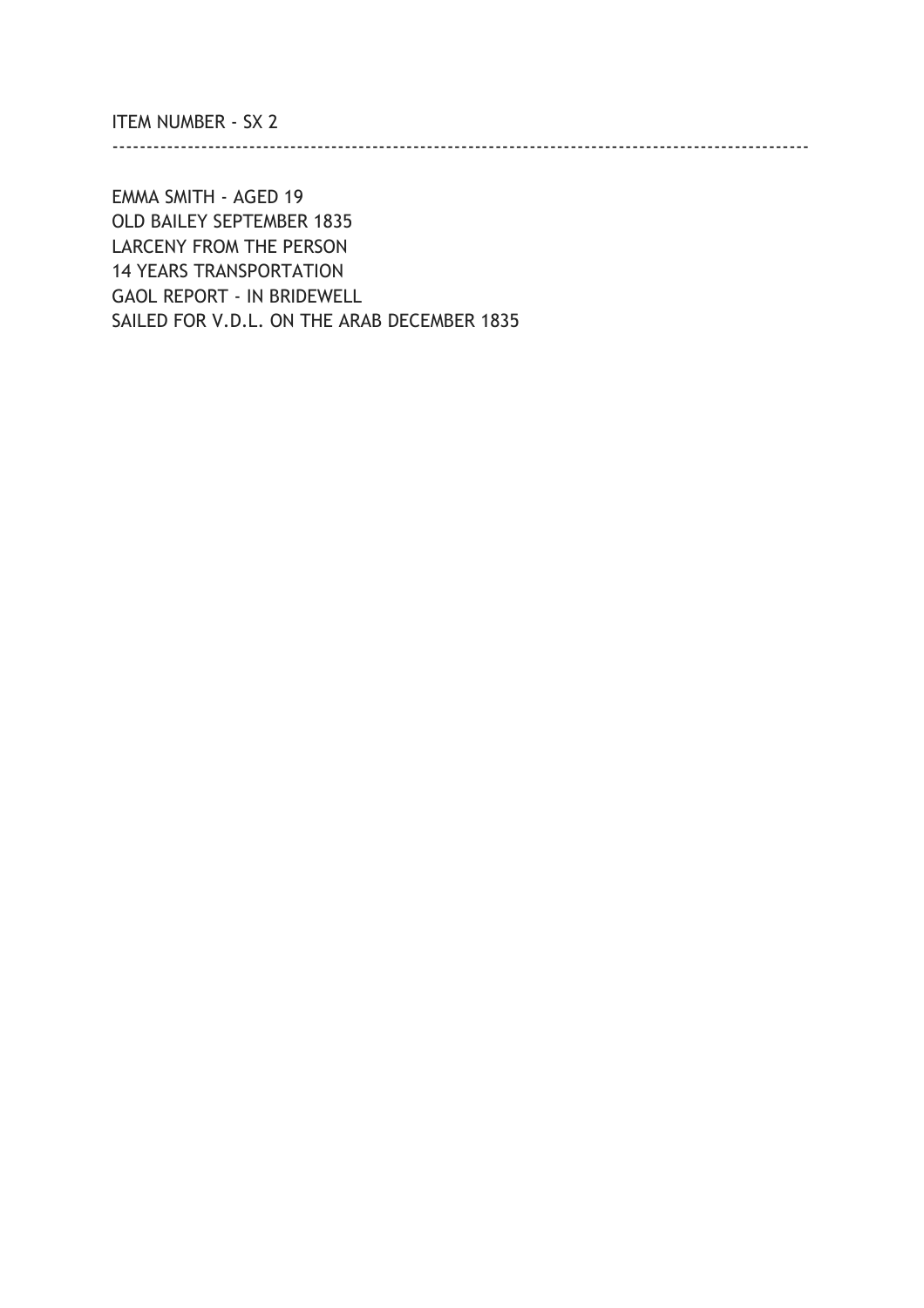ITEM NUMBER - SX 2

---

EMMA SMITH - AGED 19
OLD BAILEY SEPTEMBER 1835
LARCENY FROM THE PERSON
14 YEARS TRANSPORTATION
GAOL REPORT - IN BRIDEWELL
SAILED FOR V.D.L. ON THE ARAB DECEMBER 1835